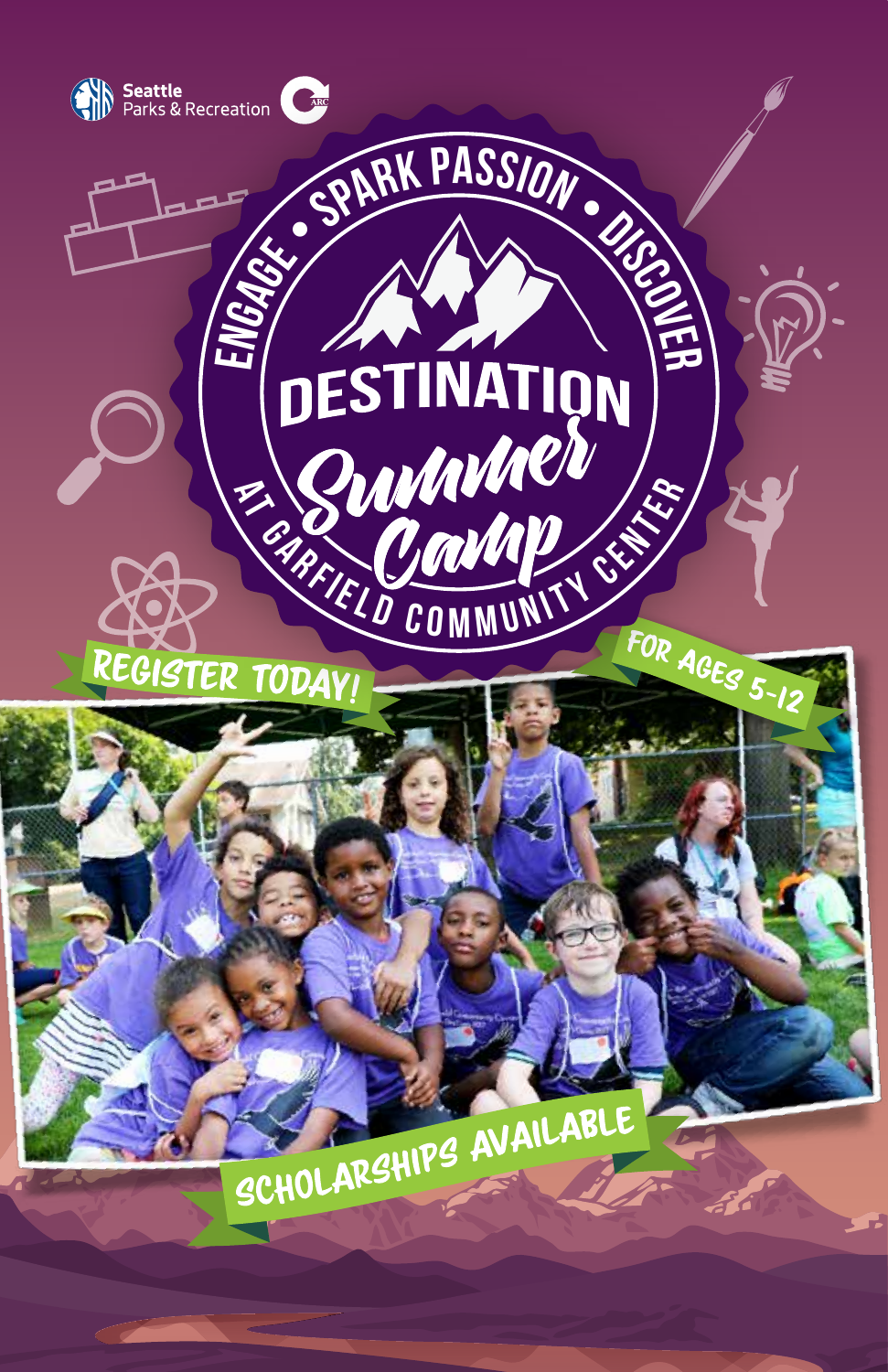Seattle Parks & Recreation

ENGAGE • SPARK PASSION • DISCOVER

# DESTINATION Summer Camp

AT GARFIELD COMMUNITY CENTER

REGISTER TODAY!

FOR AGES 5-12

SCHOLARSHIPS AVAILABLE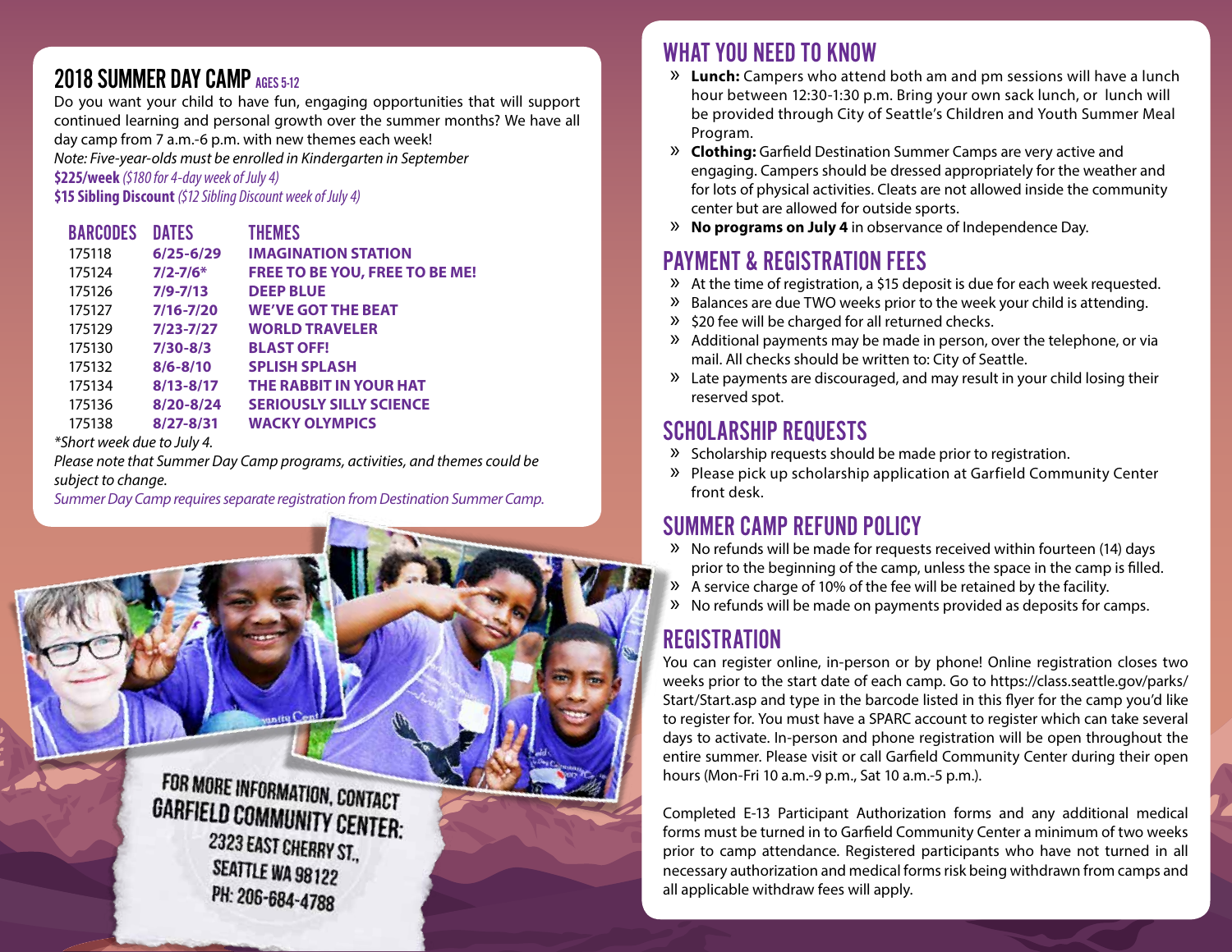## 2018 SUMMER DAY CAMP AGES 5-12

Do you want your child to have fun, engaging opportunities that will support continued learning and personal growth over the summer months? We have all day camp from 7 a.m.-6 p.m. with new themes each week!

*Note: Five-year-olds must be enrolled in Kindergarten in September*

**$225/week** *($180 for 4-day week of July 4)*

**$15 Sibling Discount** *($12 Sibling Discount week of July 4)*

| BARCODES | DATES | THEMES |
|---|---|---|
| 175118 | **6/25-6/29** | **IMAGINATION STATION** |
| 175124 | **7/2-7/6*** | **FREE TO BE YOU, FREE TO BE ME!** |
| 175126 | **7/9-7/13** | **DEEP BLUE** |
| 175127 | **7/16-7/20** | **WE'VE GOT THE BEAT** |
| 175129 | **7/23-7/27** | **WORLD TRAVELER** |
| 175130 | **7/30-8/3** | **BLAST OFF!** |
| 175132 | **8/6-8/10** | **SPLISH SPLASH** |
| 175134 | **8/13-8/17** | **THE RABBIT IN YOUR HAT** |
| 175136 | **8/20-8/24** | **SERIOUSLY SILLY SCIENCE** |
| 175138 | **8/27-8/31** | **WACKY OLYMPICS** |

*Short week due to July 4.

*Please note that Summer Day Camp programs, activities, and themes could be subject to change.*

*Summer Day Camp requires separate registration from Destination Summer Camp.*

FOR MORE INFORMATION, CONTACT GARFIELD COMMUNITY CENTER:
2323 EAST CHERRY ST.,
SEATTLE WA 98122
PH: 206-684-4788

## WHAT YOU NEED TO KNOW

- **Lunch:** Campers who attend both am and pm sessions will have a lunch hour between 12:30-1:30 p.m. Bring your own sack lunch, or lunch will be provided through City of Seattle's Children and Youth Summer Meal Program.
- **Clothing:** Garfield Destination Summer Camps are very active and engaging. Campers should be dressed appropriately for the weather and for lots of physical activities. Cleats are not allowed inside the community center but are allowed for outside sports.
- **No programs on July 4** in observance of Independence Day.

## PAYMENT & REGISTRATION FEES

- At the time of registration, a $15 deposit is due for each week requested.
- Balances are due TWO weeks prior to the week your child is attending.
- $20 fee will be charged for all returned checks.
- Additional payments may be made in person, over the telephone, or via mail. All checks should be written to: City of Seattle.
- Late payments are discouraged, and may result in your child losing their reserved spot.

## SCHOLARSHIP REQUESTS

- Scholarship requests should be made prior to registration.
- Please pick up scholarship application at Garfield Community Center front desk.

## SUMMER CAMP REFUND POLICY

- No refunds will be made for requests received within fourteen (14) days prior to the beginning of the camp, unless the space in the camp is filled.
- A service charge of 10% of the fee will be retained by the facility.
- No refunds will be made on payments provided as deposits for camps.

## REGISTRATION

You can register online, in-person or by phone! Online registration closes two weeks prior to the start date of each camp. Go to https://class.seattle.gov/parks/Start/Start.asp and type in the barcode listed in this flyer for the camp you'd like to register for. You must have a SPARC account to register which can take several days to activate. In-person and phone registration will be open throughout the entire summer. Please visit or call Garfield Community Center during their open hours (Mon-Fri 10 a.m.-9 p.m., Sat 10 a.m.-5 p.m.).

Completed E-13 Participant Authorization forms and any additional medical forms must be turned in to Garfield Community Center a minimum of two weeks prior to camp attendance. Registered participants who have not turned in all necessary authorization and medical forms risk being withdrawn from camps and all applicable withdraw fees will apply.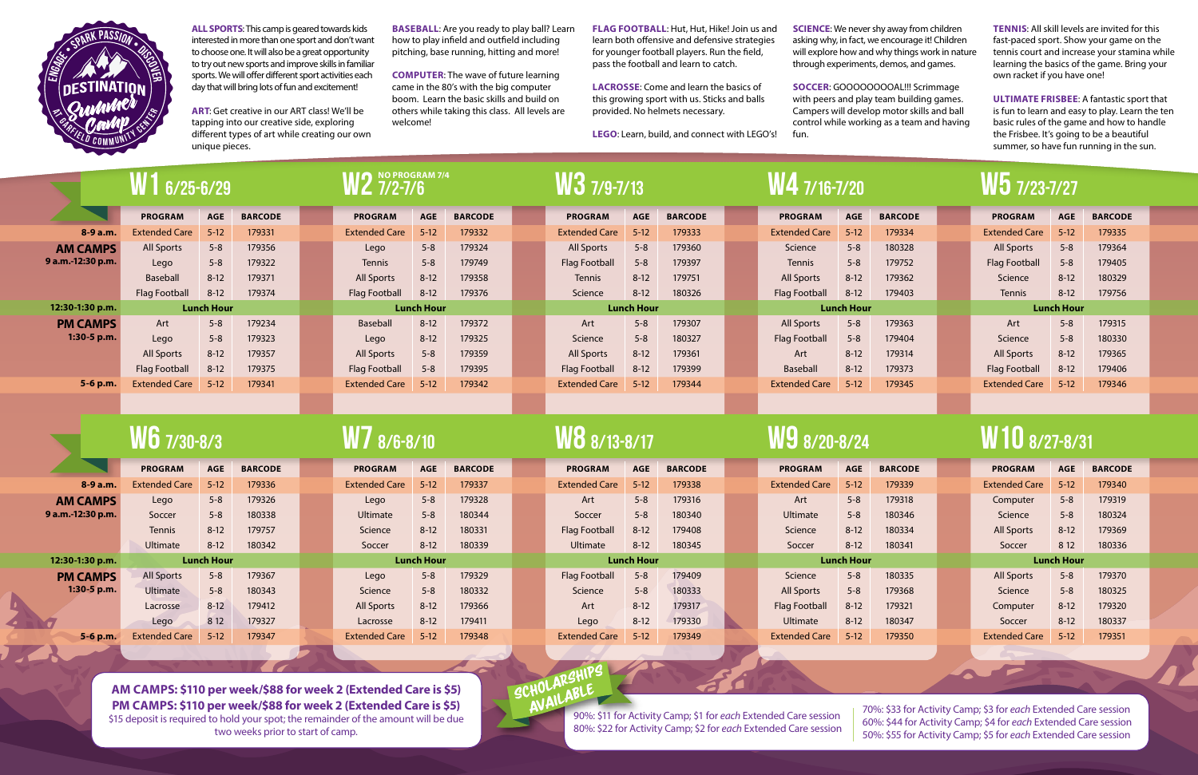DESTINATION Summer Camp AT GARFIELD COMMUNITY CENTER — ENGAGE • SPARK PASSION • DISCOVER

**ALL SPORTS**: This camp is geared towards kids interested in more than one sport and don't want to choose one. It will also be a great opportunity to try out new sports and improve skills in familiar sports. We will offer different sport activities each day that will bring lots of fun and excitement!

**ART**: Get creative in our ART class! We'll be tapping into our creative side, exploring different types of art while creating our own unique pieces.

**BASEBALL**: Are you ready to play ball? Learn how to play infield and outfield including pitching, base running, hitting and more!

**COMPUTER**: The wave of future learning came in the 80's with the big computer boom. Learn the basic skills and build on others while taking this class. All levels are welcome!

**FLAG FOOTBALL**: Hut, Hut, Hike! Join us and learn both offensive and defensive strategies for younger football players. Run the field, pass the football and learn to catch.

**LACROSSE**: Come and learn the basics of this growing sport with us. Sticks and balls provided. No helmets necessary.

**LEGO**: Learn, build, and connect with LEGO's!

**SCIENCE**: We never shy away from children asking why, in fact, we encourage it! Children will explore how and why things work in nature through experiments, demos, and games.

**SOCCER**: GOOOOOOOOAL!!! Scrimmage with peers and play team building games. Campers will develop motor skills and ball control while working as a team and having fun.

**TENNIS**: All skill levels are invited for this fast-paced sport. Show your game on the tennis court and increase your stamina while learning the basics of the game. Bring your own racket if you have one!

**ULTIMATE FRISBEE**: A fantastic sport that is fun to learn and easy to play. Learn the ten basic rules of the game and how to handle the Frisbee. It's going to be a beautiful summer, so have fun running in the sun.

## W1 6/25-6/29

| Time | PROGRAM | AGE | BARCODE |
|---|---|---|---|
| 8-9 a.m. | Extended Care | 5-12 | 179331 |
| AM CAMPS 9 a.m.-12:30 p.m. | All Sports | 5-8 | 179356 |
| | Lego | 5-8 | 179322 |
| | Baseball | 8-12 | 179371 |
| | Flag Football | 8-12 | 179374 |
| 12:30-1:30 p.m. | Lunch Hour | | |
| PM CAMPS 1:30-5 p.m. | Art | 5-8 | 179234 |
| | Lego | 5-8 | 179323 |
| | All Sports | 8-12 | 179357 |
| | Flag Football | 8-12 | 179375 |
| 5-6 p.m. | Extended Care | 5-12 | 179341 |

## W2 7/2-7/6 (NO PROGRAM 7/4)

| Time | PROGRAM | AGE | BARCODE |
|---|---|---|---|
| 8-9 a.m. | Extended Care | 5-12 | 179332 |
| AM CAMPS 9 a.m.-12:30 p.m. | Lego | 5-8 | 179324 |
| | Tennis | 5-8 | 179749 |
| | All Sports | 8-12 | 179358 |
| | Flag Football | 8-12 | 179376 |
| 12:30-1:30 p.m. | Lunch Hour | | |
| PM CAMPS 1:30-5 p.m. | Baseball | 8-12 | 179372 |
| | Lego | 8-12 | 179325 |
| | All Sports | 5-8 | 179359 |
| | Flag Football | 5-8 | 179395 |
| 5-6 p.m. | Extended Care | 5-12 | 179342 |

## W3 7/9-7/13

| Time | PROGRAM | AGE | BARCODE |
|---|---|---|---|
| 8-9 a.m. | Extended Care | 5-12 | 179333 |
| AM CAMPS 9 a.m.-12:30 p.m. | All Sports | 5-8 | 179360 |
| | Flag Football | 5-8 | 179397 |
| | Tennis | 8-12 | 179751 |
| | Science | 8-12 | 180326 |
| 12:30-1:30 p.m. | Lunch Hour | | |
| PM CAMPS 1:30-5 p.m. | Art | 5-8 | 179307 |
| | Science | 5-8 | 180327 |
| | All Sports | 8-12 | 179361 |
| | Flag Football | 8-12 | 179399 |
| 5-6 p.m. | Extended Care | 5-12 | 179344 |

## W4 7/16-7/20

| Time | PROGRAM | AGE | BARCODE |
|---|---|---|---|
| 8-9 a.m. | Extended Care | 5-12 | 179334 |
| AM CAMPS 9 a.m.-12:30 p.m. | Science | 5-8 | 180328 |
| | Tennis | 5-8 | 179752 |
| | All Sports | 8-12 | 179362 |
| | Flag Football | 8-12 | 179403 |
| 12:30-1:30 p.m. | Lunch Hour | | |
| PM CAMPS 1:30-5 p.m. | All Sports | 5-8 | 179363 |
| | Flag Football | 5-8 | 179404 |
| | Art | 8-12 | 179314 |
| | Baseball | 8-12 | 179373 |
| 5-6 p.m. | Extended Care | 5-12 | 179345 |

## W5 7/23-7/27

| Time | PROGRAM | AGE | BARCODE |
|---|---|---|---|
| 8-9 a.m. | Extended Care | 5-12 | 179335 |
| AM CAMPS 9 a.m.-12:30 p.m. | All Sports | 5-8 | 179364 |
| | Flag Football | 5-8 | 179405 |
| | Science | 8-12 | 180329 |
| | Tennis | 8-12 | 179756 |
| 12:30-1:30 p.m. | Lunch Hour | | |
| PM CAMPS 1:30-5 p.m. | Art | 5-8 | 179315 |
| | Science | 5-8 | 180330 |
| | All Sports | 8-12 | 179365 |
| | Flag Football | 8-12 | 179406 |
| 5-6 p.m. | Extended Care | 5-12 | 179346 |

## W6 7/30-8/3

| Time | PROGRAM | AGE | BARCODE |
|---|---|---|---|
| 8-9 a.m. | Extended Care | 5-12 | 179336 |
| AM CAMPS 9 a.m.-12:30 p.m. | Lego | 5-8 | 179326 |
| | Soccer | 5-8 | 180338 |
| | Tennis | 8-12 | 179757 |
| | Ultimate | 8-12 | 180342 |
| 12:30-1:30 p.m. | Lunch Hour | | |
| PM CAMPS 1:30-5 p.m. | All Sports | 5-8 | 179367 |
| | Ultimate | 5-8 | 180343 |
| | Lacrosse | 8-12 | 179412 |
| | Lego | 8 12 | 179327 |
| 5-6 p.m. | Extended Care | 5-12 | 179347 |

## W7 8/6-8/10

| Time | PROGRAM | AGE | BARCODE |
|---|---|---|---|
| 8-9 a.m. | Extended Care | 5-12 | 179337 |
| AM CAMPS 9 a.m.-12:30 p.m. | Lego | 5-8 | 179328 |
| | Ultimate | 5-8 | 180344 |
| | Science | 8-12 | 180331 |
| | Soccer | 8-12 | 180339 |
| 12:30-1:30 p.m. | Lunch Hour | | |
| PM CAMPS 1:30-5 p.m. | Lego | 5-8 | 179329 |
| | Science | 5-8 | 180332 |
| | All Sports | 8-12 | 179366 |
| | Lacrosse | 8-12 | 179411 |
| 5-6 p.m. | Extended Care | 5-12 | 179348 |

## W8 8/13-8/17

| Time | PROGRAM | AGE | BARCODE |
|---|---|---|---|
| 8-9 a.m. | Extended Care | 5-12 | 179338 |
| AM CAMPS 9 a.m.-12:30 p.m. | Art | 5-8 | 179316 |
| | Soccer | 5-8 | 180340 |
| | Flag Football | 8-12 | 179408 |
| | Ultimate | 8-12 | 180345 |
| 12:30-1:30 p.m. | Lunch Hour | | |
| PM CAMPS 1:30-5 p.m. | Flag Football | 5-8 | 179409 |
| | Science | 5-8 | 180333 |
| | Art | 8-12 | 179317 |
| | Lego | 8-12 | 179330 |
| 5-6 p.m. | Extended Care | 5-12 | 179349 |

## W9 8/20-8/24

| Time | PROGRAM | AGE | BARCODE |
|---|---|---|---|
| 8-9 a.m. | Extended Care | 5-12 | 179339 |
| AM CAMPS 9 a.m.-12:30 p.m. | Art | 5-8 | 179318 |
| | Ultimate | 5-8 | 180346 |
| | Science | 8-12 | 180334 |
| | Soccer | 8-12 | 180341 |
| 12:30-1:30 p.m. | Lunch Hour | | |
| PM CAMPS 1:30-5 p.m. | Science | 5-8 | 180335 |
| | All Sports | 5-8 | 179368 |
| | Flag Football | 8-12 | 179321 |
| | Ultimate | 8-12 | 180347 |
| 5-6 p.m. | Extended Care | 5-12 | 179350 |

## W10 8/27-8/31

| Time | PROGRAM | AGE | BARCODE |
|---|---|---|---|
| 8-9 a.m. | Extended Care | 5-12 | 179340 |
| AM CAMPS 9 a.m.-12:30 p.m. | Computer | 5-8 | 179319 |
| | Science | 5-8 | 180324 |
| | All Sports | 8-12 | 179369 |
| | Soccer | 8 12 | 180336 |
| 12:30-1:30 p.m. | Lunch Hour | | |
| PM CAMPS 1:30-5 p.m. | All Sports | 5-8 | 179370 |
| | Science | 5-8 | 180325 |
| | Computer | 8-12 | 179320 |
| | Soccer | 8-12 | 180337 |
| 5-6 p.m. | Extended Care | 5-12 | 179351 |

**AM CAMPS: $110 per week/$88 for week 2 (Extended Care is $5)**
**PM CAMPS: $110 per week/$88 for week 2 (Extended Care is $5)**
$15 deposit is required to hold your spot; the remainder of the amount will be due two weeks prior to start of camp.

**SCHOLARSHIPS AVAILABLE**

90%: $11 for Activity Camp; $1 for *each* Extended Care session
80%: $22 for Activity Camp; $2 for *each* Extended Care session
70%: $33 for Activity Camp; $3 for *each* Extended Care session
60%: $44 for Activity Camp; $4 for *each* Extended Care session
50%: $55 for Activity Camp; $5 for *each* Extended Care session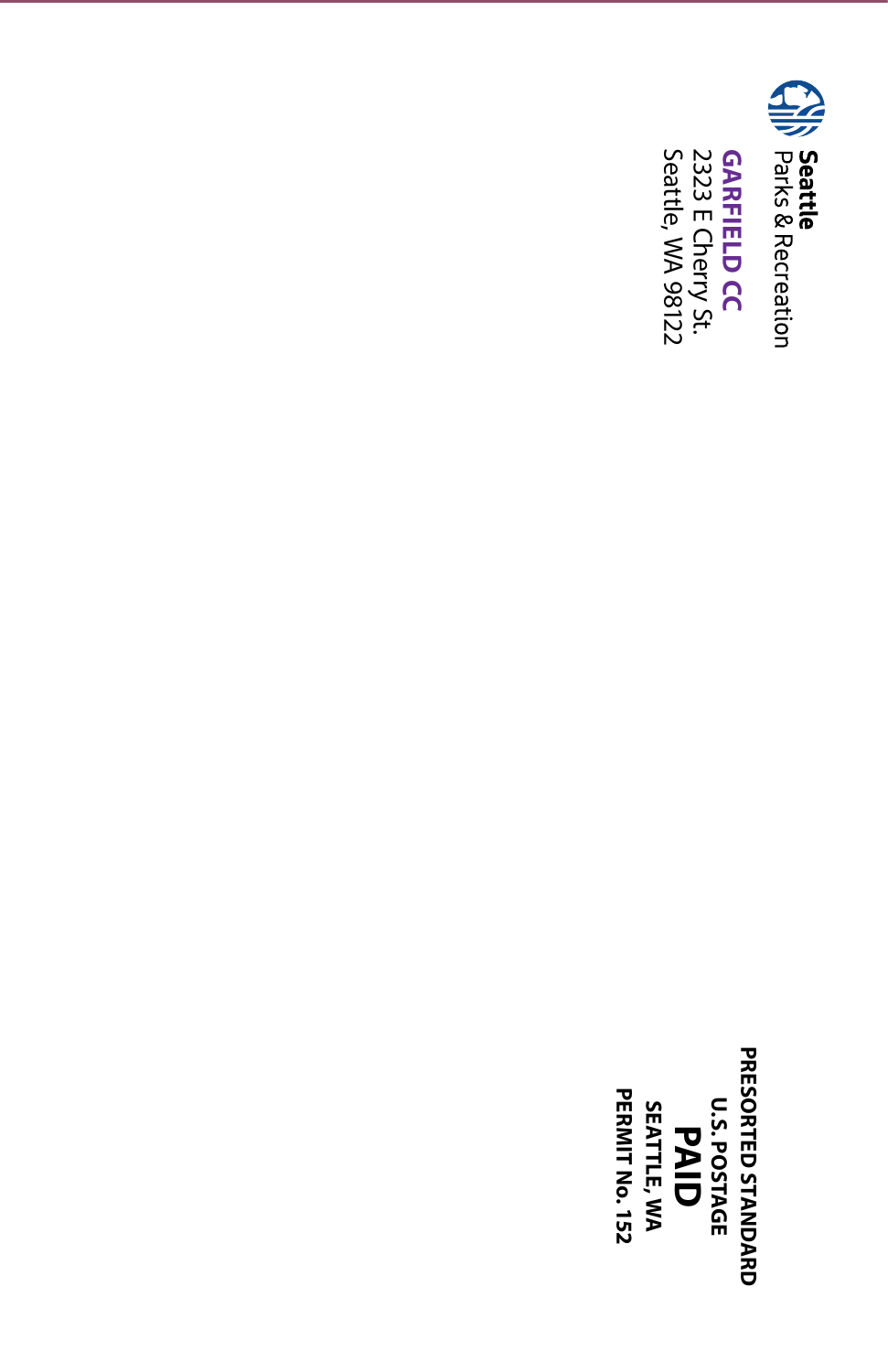**Seattle**
Parks & Recreation

**GARFIELD CC**
2323 E Cherry St.
Seattle, WA 98122

**PRESORTED STANDARD**
**U.S. POSTAGE**
**PAID**
**SEATTLE, WA**
**PERMIT No. 152**